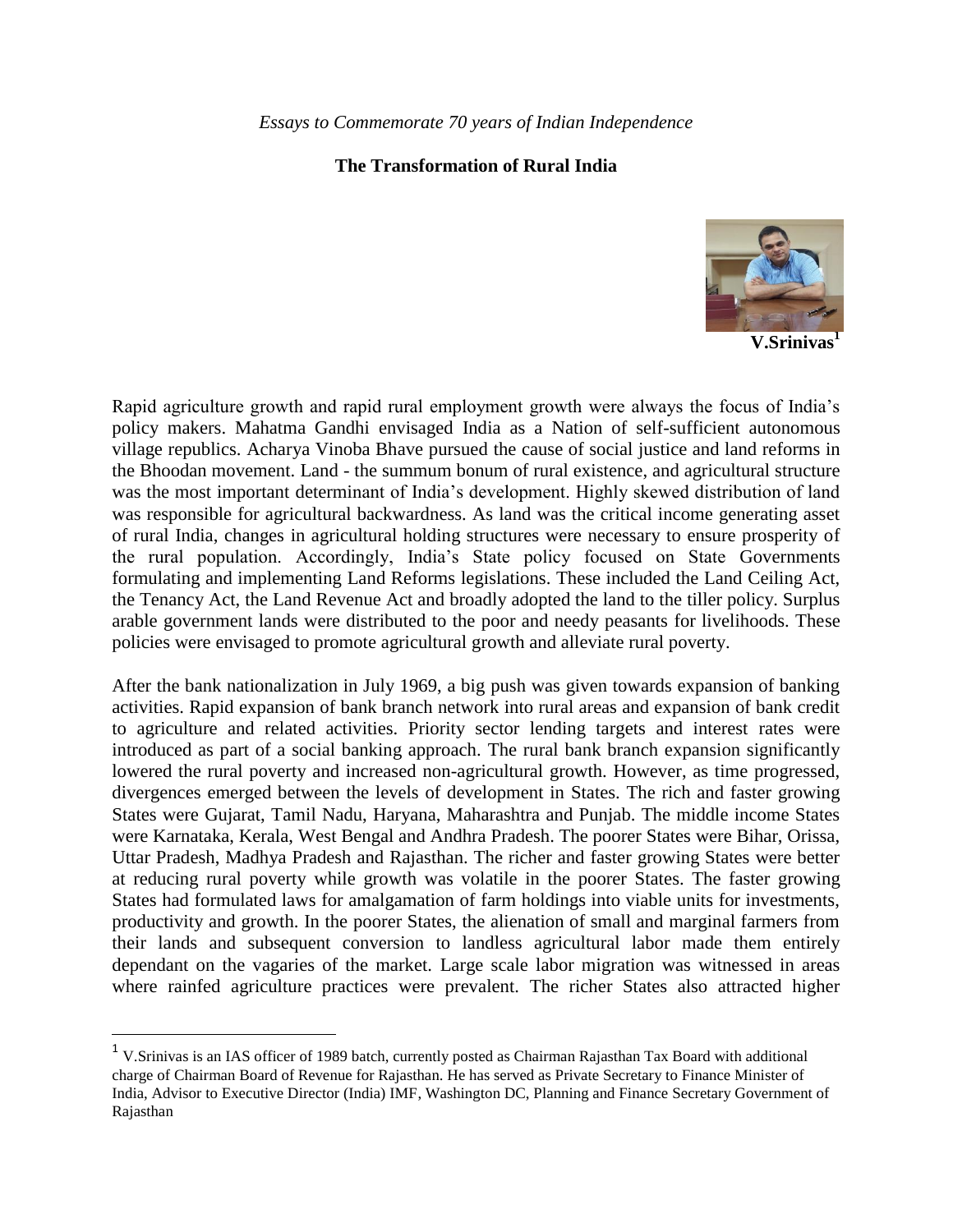*Essays to Commemorate 70 years of Indian Independence*

**The Transformation of Rural India**

**V.Srinivas[1]**

Rapid agriculture growth and rapid rural employment growth were always the focus of India's policy makers. Mahatma Gandhi envisaged India as a Nation of self-sufficient autonomous village republics. Acharya Vinoba Bhave pursued the cause of social justice and land reforms in the Bhoodan movement. Land - the summum bonum of rural existence, and agricultural structure was the most important determinant of India's development. Highly skewed distribution of land was responsible for agricultural backwardness. As land was the critical income generating asset of rural India, changes in agricultural holding structures were necessary to ensure prosperity of the rural population. Accordingly, India's State policy focused on State Governments formulating and implementing Land Reforms legislations. These included the Land Ceiling Act, the Tenancy Act, the Land Revenue Act and broadly adopted the land to the tiller policy. Surplus arable government lands were distributed to the poor and needy peasants for livelihoods. These policies were envisaged to promote agricultural growth and alleviate rural poverty.

After the bank nationalization in July 1969, a big push was given towards expansion of banking activities. Rapid expansion of bank branch network into rural areas and expansion of bank credit to agriculture and related activities. Priority sector lending targets and interest rates were introduced as part of a social banking approach. The rural bank branch expansion significantly lowered the rural poverty and increased non-agricultural growth. However, as time progressed, divergences emerged between the levels of development in States. The rich and faster growing States were Gujarat, Tamil Nadu, Haryana, Maharashtra and Punjab. The middle income States were Karnataka, Kerala, West Bengal and Andhra Pradesh. The poorer States were Bihar, Orissa, Uttar Pradesh, Madhya Pradesh and Rajasthan. The richer and faster growing States were better at reducing rural poverty while growth was volatile in the poorer States. The faster growing States had formulated laws for amalgamation of farm holdings into viable units for investments, productivity and growth. In the poorer States, the alienation of small and marginal farmers from their lands and subsequent conversion to landless agricultural labor made them entirely dependant on the vagaries of the market. Large scale labor migration was witnessed in areas where rainfed agriculture practices were prevalent. The richer States also attracted higher

---

[1] V.Srinivas is an IAS officer of 1989 batch, currently posted as Chairman Rajasthan Tax Board with additional charge of Chairman Board of Revenue for Rajasthan. He has served as Private Secretary to Finance Minister of India, Advisor to Executive Director (India) IMF, Washington DC, Planning and Finance Secretary Government of Rajasthan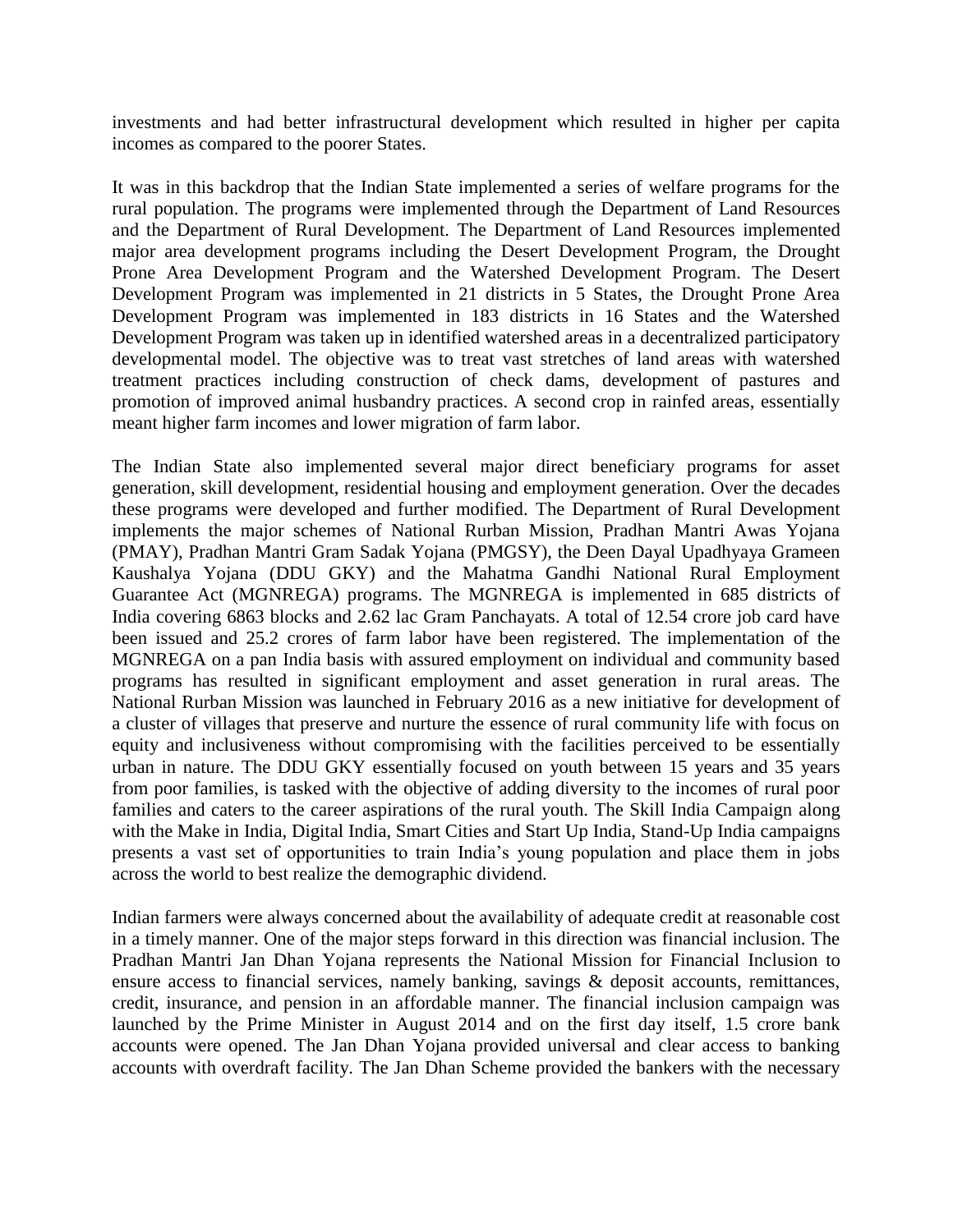investments and had better infrastructural development which resulted in higher per capita incomes as compared to the poorer States.

It was in this backdrop that the Indian State implemented a series of welfare programs for the rural population. The programs were implemented through the Department of Land Resources and the Department of Rural Development. The Department of Land Resources implemented major area development programs including the Desert Development Program, the Drought Prone Area Development Program and the Watershed Development Program. The Desert Development Program was implemented in 21 districts in 5 States, the Drought Prone Area Development Program was implemented in 183 districts in 16 States and the Watershed Development Program was taken up in identified watershed areas in a decentralized participatory developmental model. The objective was to treat vast stretches of land areas with watershed treatment practices including construction of check dams, development of pastures and promotion of improved animal husbandry practices. A second crop in rainfed areas, essentially meant higher farm incomes and lower migration of farm labor.

The Indian State also implemented several major direct beneficiary programs for asset generation, skill development, residential housing and employment generation. Over the decades these programs were developed and further modified. The Department of Rural Development implements the major schemes of National Rurban Mission, Pradhan Mantri Awas Yojana (PMAY), Pradhan Mantri Gram Sadak Yojana (PMGSY), the Deen Dayal Upadhyaya Grameen Kaushalya Yojana (DDU GKY) and the Mahatma Gandhi National Rural Employment Guarantee Act (MGNREGA) programs. The MGNREGA is implemented in 685 districts of India covering 6863 blocks and 2.62 lac Gram Panchayats. A total of 12.54 crore job card have been issued and 25.2 crores of farm labor have been registered. The implementation of the MGNREGA on a pan India basis with assured employment on individual and community based programs has resulted in significant employment and asset generation in rural areas. The National Rurban Mission was launched in February 2016 as a new initiative for development of a cluster of villages that preserve and nurture the essence of rural community life with focus on equity and inclusiveness without compromising with the facilities perceived to be essentially urban in nature. The DDU GKY essentially focused on youth between 15 years and 35 years from poor families, is tasked with the objective of adding diversity to the incomes of rural poor families and caters to the career aspirations of the rural youth. The Skill India Campaign along with the Make in India, Digital India, Smart Cities and Start Up India, Stand-Up India campaigns presents a vast set of opportunities to train India's young population and place them in jobs across the world to best realize the demographic dividend.

Indian farmers were always concerned about the availability of adequate credit at reasonable cost in a timely manner. One of the major steps forward in this direction was financial inclusion. The Pradhan Mantri Jan Dhan Yojana represents the National Mission for Financial Inclusion to ensure access to financial services, namely banking, savings & deposit accounts, remittances, credit, insurance, and pension in an affordable manner. The financial inclusion campaign was launched by the Prime Minister in August 2014 and on the first day itself, 1.5 crore bank accounts were opened. The Jan Dhan Yojana provided universal and clear access to banking accounts with overdraft facility. The Jan Dhan Scheme provided the bankers with the necessary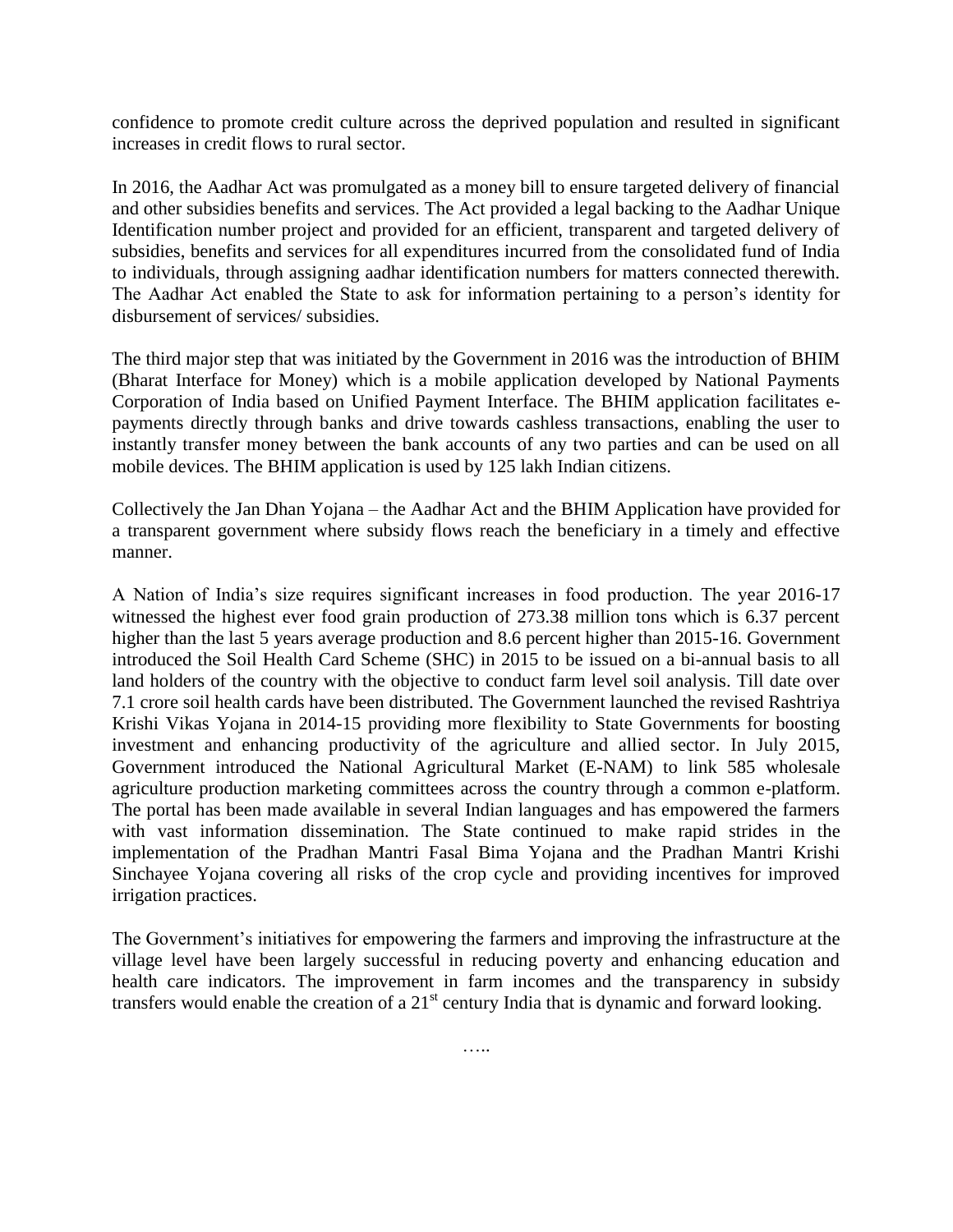confidence to promote credit culture across the deprived population and resulted in significant increases in credit flows to rural sector.

In 2016, the Aadhar Act was promulgated as a money bill to ensure targeted delivery of financial and other subsidies benefits and services. The Act provided a legal backing to the Aadhar Unique Identification number project and provided for an efficient, transparent and targeted delivery of subsidies, benefits and services for all expenditures incurred from the consolidated fund of India to individuals, through assigning aadhar identification numbers for matters connected therewith. The Aadhar Act enabled the State to ask for information pertaining to a person's identity for disbursement of services/ subsidies.

The third major step that was initiated by the Government in 2016 was the introduction of BHIM (Bharat Interface for Money) which is a mobile application developed by National Payments Corporation of India based on Unified Payment Interface. The BHIM application facilitates e-payments directly through banks and drive towards cashless transactions, enabling the user to instantly transfer money between the bank accounts of any two parties and can be used on all mobile devices. The BHIM application is used by 125 lakh Indian citizens.

Collectively the Jan Dhan Yojana – the Aadhar Act and the BHIM Application have provided for a transparent government where subsidy flows reach the beneficiary in a timely and effective manner.

A Nation of India's size requires significant increases in food production. The year 2016-17 witnessed the highest ever food grain production of 273.38 million tons which is 6.37 percent higher than the last 5 years average production and 8.6 percent higher than 2015-16. Government introduced the Soil Health Card Scheme (SHC) in 2015 to be issued on a bi-annual basis to all land holders of the country with the objective to conduct farm level soil analysis. Till date over 7.1 crore soil health cards have been distributed. The Government launched the revised Rashtriya Krishi Vikas Yojana in 2014-15 providing more flexibility to State Governments for boosting investment and enhancing productivity of the agriculture and allied sector. In July 2015, Government introduced the National Agricultural Market (E-NAM) to link 585 wholesale agriculture production marketing committees across the country through a common e-platform. The portal has been made available in several Indian languages and has empowered the farmers with vast information dissemination. The State continued to make rapid strides in the implementation of the Pradhan Mantri Fasal Bima Yojana and the Pradhan Mantri Krishi Sinchayee Yojana covering all risks of the crop cycle and providing incentives for improved irrigation practices.

The Government's initiatives for empowering the farmers and improving the infrastructure at the village level have been largely successful in reducing poverty and enhancing education and health care indicators. The improvement in farm incomes and the transparency in subsidy transfers would enable the creation of a 21st century India that is dynamic and forward looking.

…..